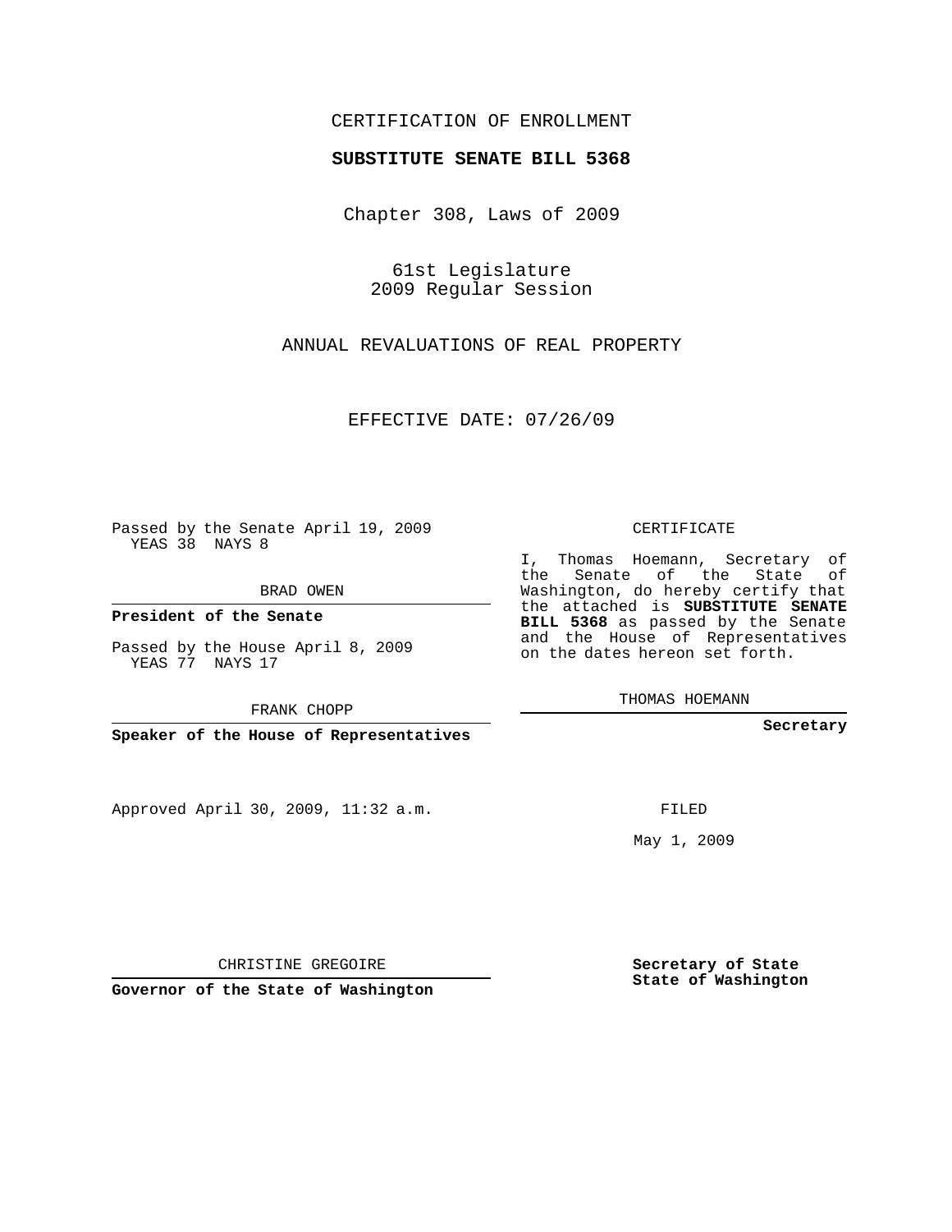CERTIFICATION OF ENROLLMENT

**SUBSTITUTE SENATE BILL 5368**

Chapter 308, Laws of 2009

61st Legislature
2009 Regular Session

ANNUAL REVALUATIONS OF REAL PROPERTY

EFFECTIVE DATE: 07/26/09

Passed by the Senate April 19, 2009
YEAS 38 NAYS 8

BRAD OWEN

**President of the Senate**

Passed by the House April 8, 2009
YEAS 77 NAYS 17

FRANK CHOPP

**Speaker of the House of Representatives**

CERTIFICATE

I, Thomas Hoemann, Secretary of the Senate of the State of Washington, do hereby certify that the attached is **SUBSTITUTE SENATE BILL 5368** as passed by the Senate and the House of Representatives on the dates hereon set forth.

THOMAS HOEMANN

**Secretary**

Approved April 30, 2009, 11:32 a.m.

FILED

May 1, 2009

CHRISTINE GREGOIRE

**Governor of the State of Washington**

**Secretary of State**
**State of Washington**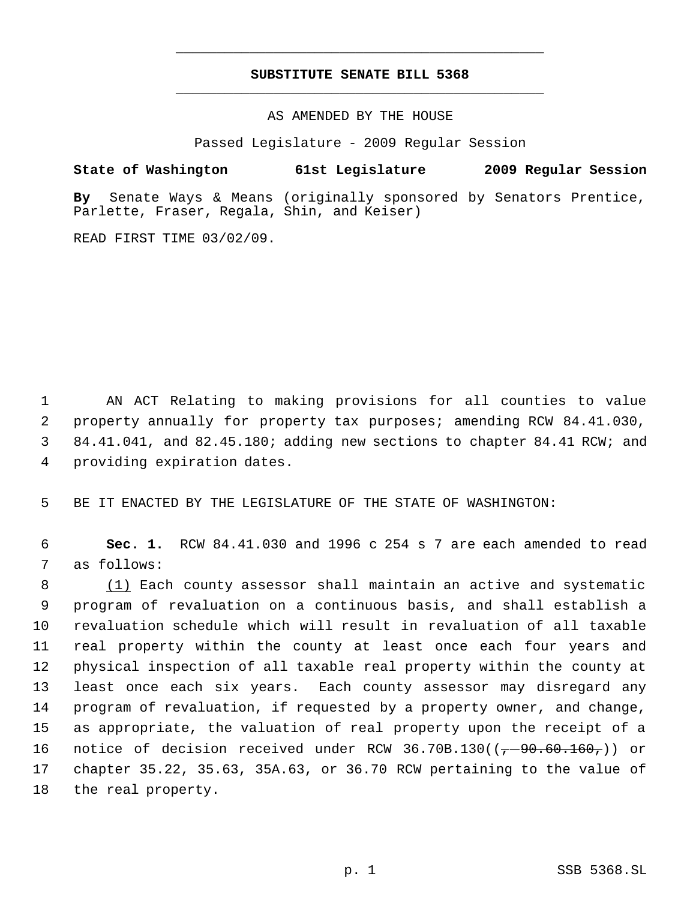# SUBSTITUTE SENATE BILL 5368

AS AMENDED BY THE HOUSE

Passed Legislature - 2009 Regular Session

**State of Washington 61st Legislature 2009 Regular Session**

**By** Senate Ways & Means (originally sponsored by Senators Prentice, Parlette, Fraser, Regala, Shin, and Keiser)

READ FIRST TIME 03/02/09.

1 AN ACT Relating to making provisions for all counties to value
2 property annually for property tax purposes; amending RCW 84.41.030,
3 84.41.041, and 82.45.180; adding new sections to chapter 84.41 RCW; and
4 providing expiration dates.

5 BE IT ENACTED BY THE LEGISLATURE OF THE STATE OF WASHINGTON:

6 **Sec. 1.** RCW 84.41.030 and 1996 c 254 s 7 are each amended to read
7 as follows:

8 (1) Each county assessor shall maintain an active and systematic
9 program of revaluation on a continuous basis, and shall establish a
10 revaluation schedule which will result in revaluation of all taxable
11 real property within the county at least once each four years and
12 physical inspection of all taxable real property within the county at
13 least once each six years. Each county assessor may disregard any
14 program of revaluation, if requested by a property owner, and change,
15 as appropriate, the valuation of real property upon the receipt of a
16 notice of decision received under RCW 36.70B.130((~~, 90.60.160,~~)) or
17 chapter 35.22, 35.63, 35A.63, or 36.70 RCW pertaining to the value of
18 the real property.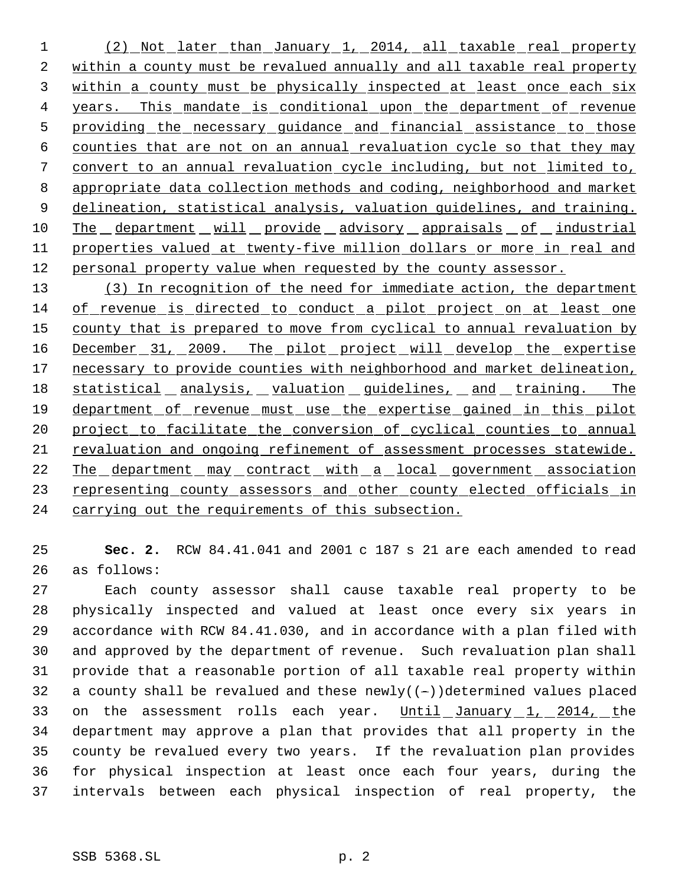(2) Not later than January 1, 2014, all taxable real property within a county must be revalued annually and all taxable real property within a county must be physically inspected at least once each six years. This mandate is conditional upon the department of revenue providing the necessary guidance and financial assistance to those counties that are not on an annual revaluation cycle so that they may convert to an annual revaluation cycle including, but not limited to, appropriate data collection methods and coding, neighborhood and market delineation, statistical analysis, valuation guidelines, and training. The department will provide advisory appraisals of industrial properties valued at twenty-five million dollars or more in real and personal property value when requested by the county assessor.

(3) In recognition of the need for immediate action, the department of revenue is directed to conduct a pilot project on at least one county that is prepared to move from cyclical to annual revaluation by December 31, 2009. The pilot project will develop the expertise necessary to provide counties with neighborhood and market delineation, statistical analysis, valuation guidelines, and training. The department of revenue must use the expertise gained in this pilot project to facilitate the conversion of cyclical counties to annual revaluation and ongoing refinement of assessment processes statewide. The department may contract with a local government association representing county assessors and other county elected officials in carrying out the requirements of this subsection.

**Sec. 2.** RCW 84.41.041 and 2001 c 187 s 21 are each amended to read as follows:

Each county assessor shall cause taxable real property to be physically inspected and valued at least once every six years in accordance with RCW 84.41.030, and in accordance with a plan filed with and approved by the department of revenue. Such revaluation plan shall provide that a reasonable portion of all taxable real property within a county shall be revalued and these newly((-))determined values placed on the assessment rolls each year. Until January 1, 2014, the department may approve a plan that provides that all property in the county be revalued every two years. If the revaluation plan provides for physical inspection at least once each four years, during the intervals between each physical inspection of real property, the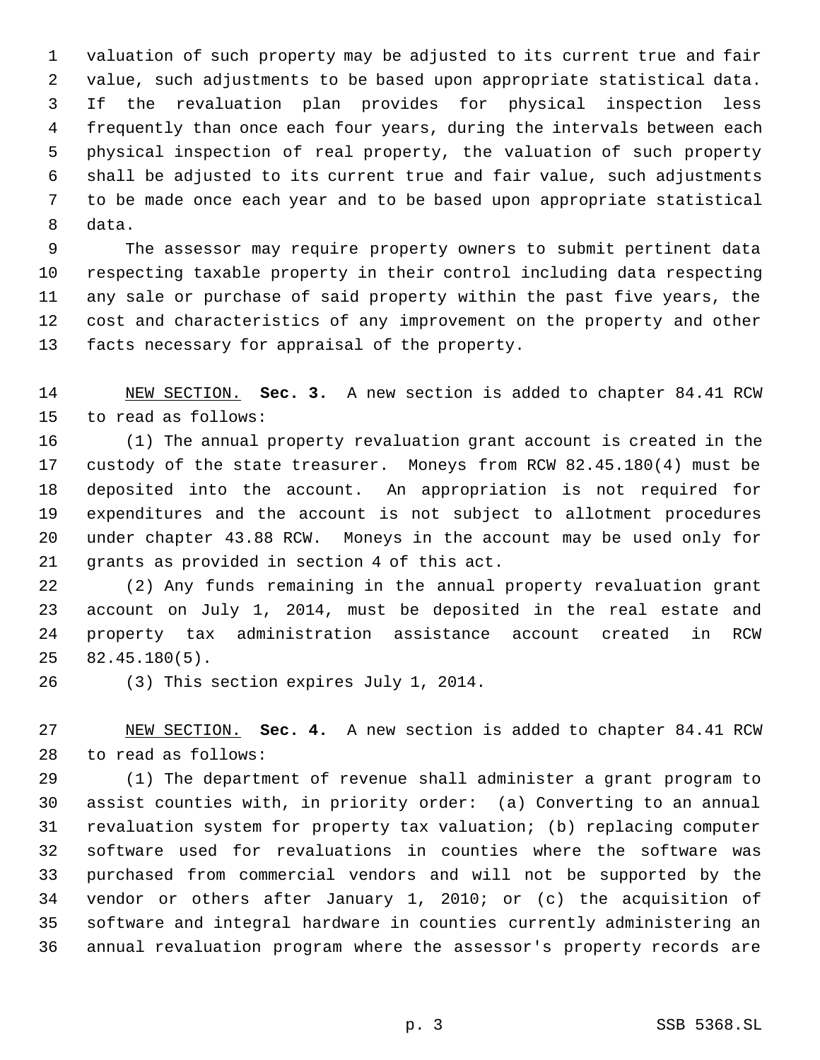valuation of such property may be adjusted to its current true and fair value, such adjustments to be based upon appropriate statistical data. If the revaluation plan provides for physical inspection less frequently than once each four years, during the intervals between each physical inspection of real property, the valuation of such property shall be adjusted to its current true and fair value, such adjustments to be made once each year and to be based upon appropriate statistical data.

The assessor may require property owners to submit pertinent data respecting taxable property in their control including data respecting any sale or purchase of said property within the past five years, the cost and characteristics of any improvement on the property and other facts necessary for appraisal of the property.

NEW SECTION. **Sec. 3.** A new section is added to chapter 84.41 RCW to read as follows:

(1) The annual property revaluation grant account is created in the custody of the state treasurer. Moneys from RCW 82.45.180(4) must be deposited into the account. An appropriation is not required for expenditures and the account is not subject to allotment procedures under chapter 43.88 RCW. Moneys in the account may be used only for grants as provided in section 4 of this act.

(2) Any funds remaining in the annual property revaluation grant account on July 1, 2014, must be deposited in the real estate and property tax administration assistance account created in RCW 82.45.180(5).

(3) This section expires July 1, 2014.

NEW SECTION. **Sec. 4.** A new section is added to chapter 84.41 RCW to read as follows:

(1) The department of revenue shall administer a grant program to assist counties with, in priority order: (a) Converting to an annual revaluation system for property tax valuation; (b) replacing computer software used for revaluations in counties where the software was purchased from commercial vendors and will not be supported by the vendor or others after January 1, 2010; or (c) the acquisition of software and integral hardware in counties currently administering an annual revaluation program where the assessor's property records are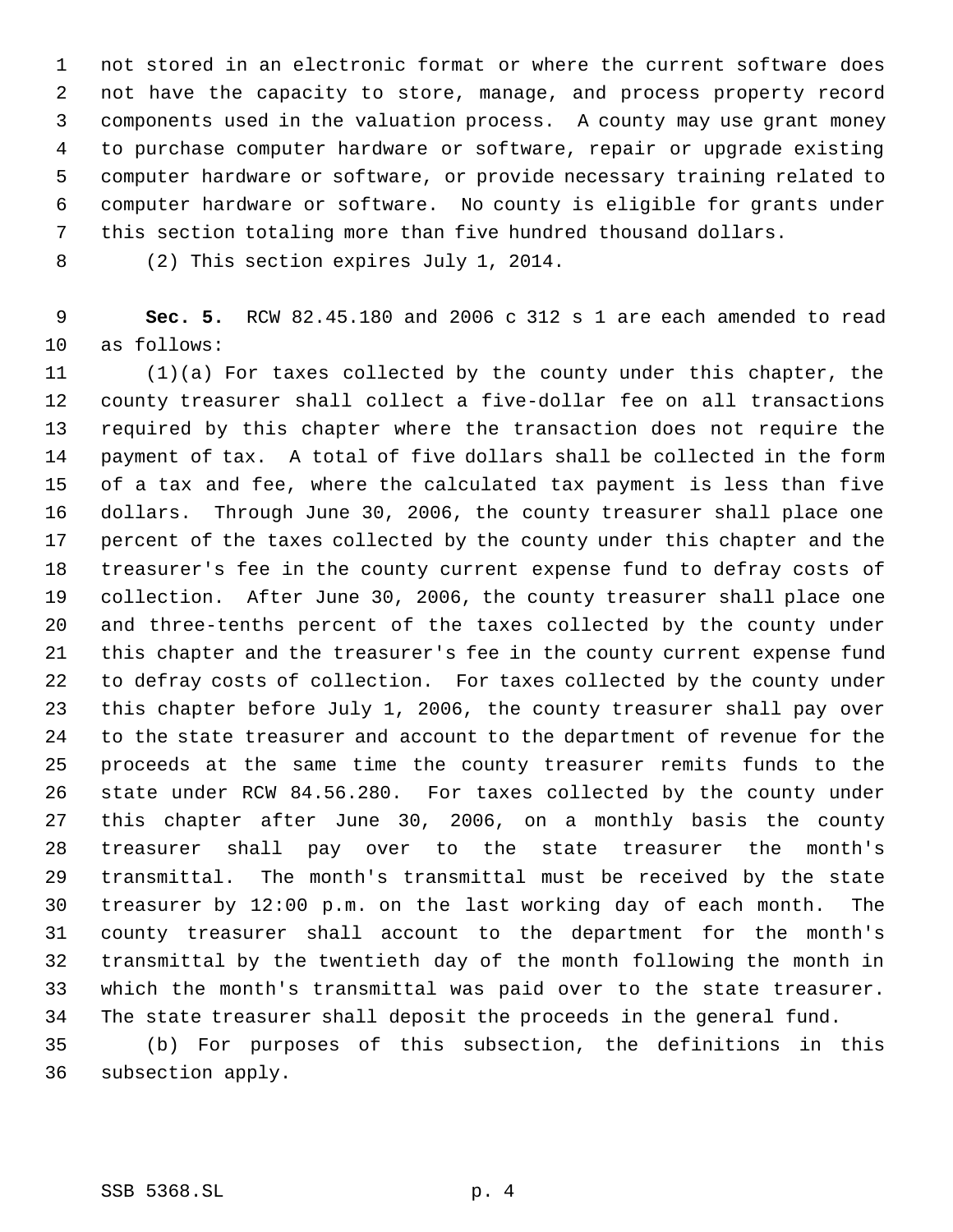not stored in an electronic format or where the current software does not have the capacity to store, manage, and process property record components used in the valuation process. A county may use grant money to purchase computer hardware or software, repair or upgrade existing computer hardware or software, or provide necessary training related to computer hardware or software. No county is eligible for grants under this section totaling more than five hundred thousand dollars.

(2) This section expires July 1, 2014.

**Sec. 5.** RCW 82.45.180 and 2006 c 312 s 1 are each amended to read as follows:

(1)(a) For taxes collected by the county under this chapter, the county treasurer shall collect a five-dollar fee on all transactions required by this chapter where the transaction does not require the payment of tax. A total of five dollars shall be collected in the form of a tax and fee, where the calculated tax payment is less than five dollars. Through June 30, 2006, the county treasurer shall place one percent of the taxes collected by the county under this chapter and the treasurer's fee in the county current expense fund to defray costs of collection. After June 30, 2006, the county treasurer shall place one and three-tenths percent of the taxes collected by the county under this chapter and the treasurer's fee in the county current expense fund to defray costs of collection. For taxes collected by the county under this chapter before July 1, 2006, the county treasurer shall pay over to the state treasurer and account to the department of revenue for the proceeds at the same time the county treasurer remits funds to the state under RCW 84.56.280. For taxes collected by the county under this chapter after June 30, 2006, on a monthly basis the county treasurer shall pay over to the state treasurer the month's transmittal. The month's transmittal must be received by the state treasurer by 12:00 p.m. on the last working day of each month. The county treasurer shall account to the department for the month's transmittal by the twentieth day of the month following the month in which the month's transmittal was paid over to the state treasurer. The state treasurer shall deposit the proceeds in the general fund.

(b) For purposes of this subsection, the definitions in this subsection apply.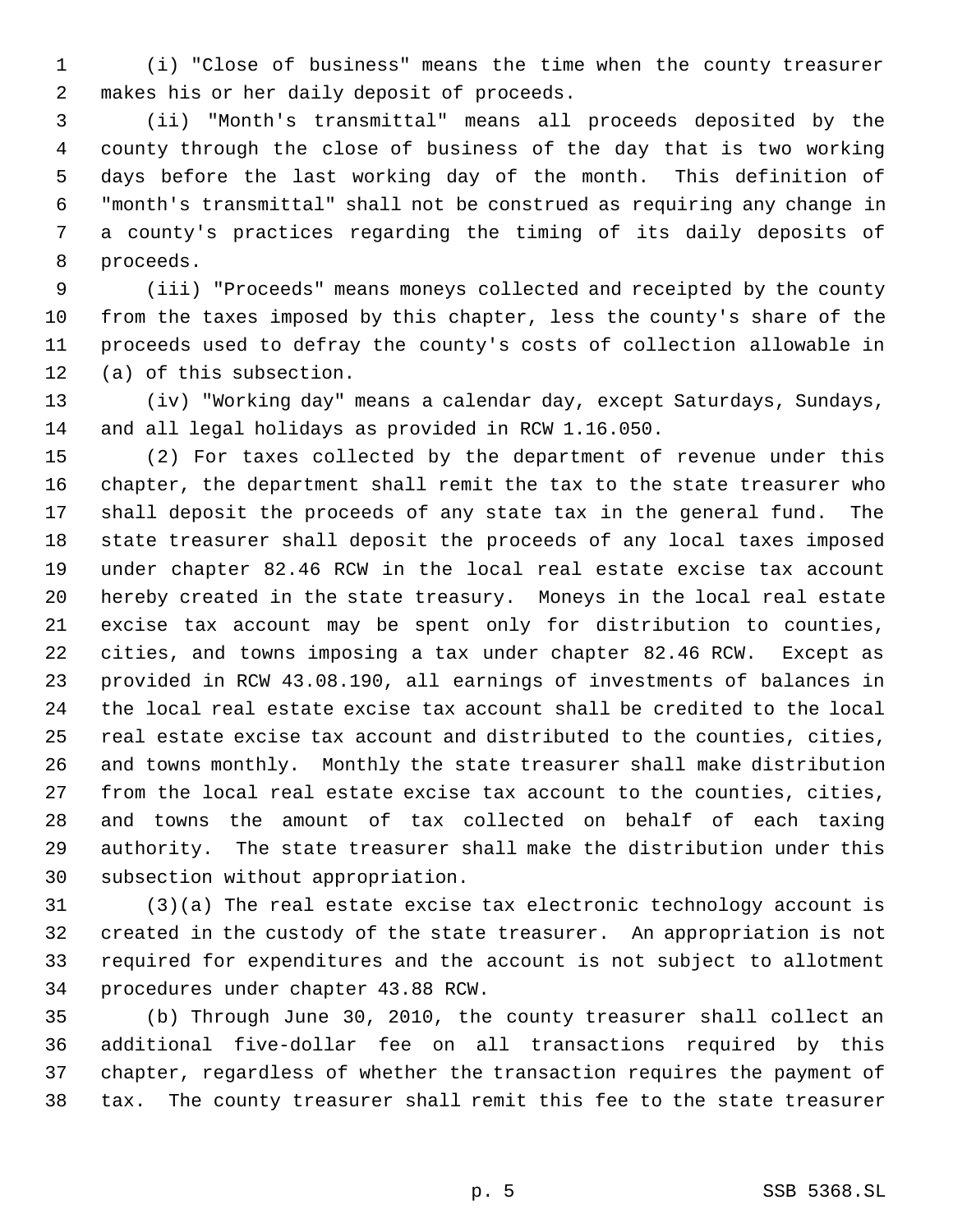(i) "Close of business" means the time when the county treasurer makes his or her daily deposit of proceeds.

(ii) "Month's transmittal" means all proceeds deposited by the county through the close of business of the day that is two working days before the last working day of the month. This definition of "month's transmittal" shall not be construed as requiring any change in a county's practices regarding the timing of its daily deposits of proceeds.

(iii) "Proceeds" means moneys collected and receipted by the county from the taxes imposed by this chapter, less the county's share of the proceeds used to defray the county's costs of collection allowable in (a) of this subsection.

(iv) "Working day" means a calendar day, except Saturdays, Sundays, and all legal holidays as provided in RCW 1.16.050.

(2) For taxes collected by the department of revenue under this chapter, the department shall remit the tax to the state treasurer who shall deposit the proceeds of any state tax in the general fund. The state treasurer shall deposit the proceeds of any local taxes imposed under chapter 82.46 RCW in the local real estate excise tax account hereby created in the state treasury. Moneys in the local real estate excise tax account may be spent only for distribution to counties, cities, and towns imposing a tax under chapter 82.46 RCW. Except as provided in RCW 43.08.190, all earnings of investments of balances in the local real estate excise tax account shall be credited to the local real estate excise tax account and distributed to the counties, cities, and towns monthly. Monthly the state treasurer shall make distribution from the local real estate excise tax account to the counties, cities, and towns the amount of tax collected on behalf of each taxing authority. The state treasurer shall make the distribution under this subsection without appropriation.

(3)(a) The real estate excise tax electronic technology account is created in the custody of the state treasurer. An appropriation is not required for expenditures and the account is not subject to allotment procedures under chapter 43.88 RCW.

(b) Through June 30, 2010, the county treasurer shall collect an additional five-dollar fee on all transactions required by this chapter, regardless of whether the transaction requires the payment of tax. The county treasurer shall remit this fee to the state treasurer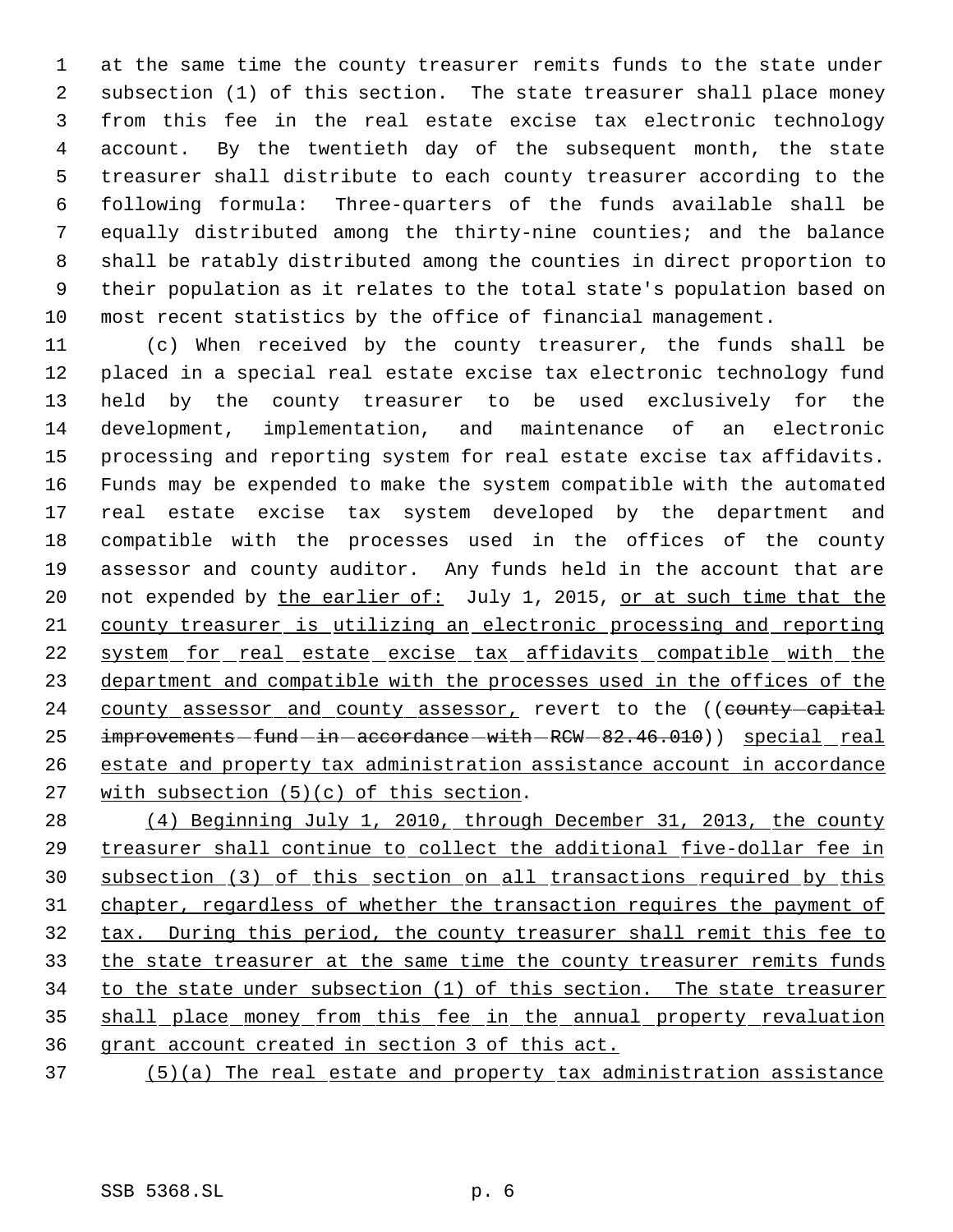at the same time the county treasurer remits funds to the state under subsection (1) of this section. The state treasurer shall place money from this fee in the real estate excise tax electronic technology account. By the twentieth day of the subsequent month, the state treasurer shall distribute to each county treasurer according to the following formula: Three-quarters of the funds available shall be equally distributed among the thirty-nine counties; and the balance shall be ratably distributed among the counties in direct proportion to their population as it relates to the total state's population based on most recent statistics by the office of financial management.

(c) When received by the county treasurer, the funds shall be placed in a special real estate excise tax electronic technology fund held by the county treasurer to be used exclusively for the development, implementation, and maintenance of an electronic processing and reporting system for real estate excise tax affidavits. Funds may be expended to make the system compatible with the automated real estate excise tax system developed by the department and compatible with the processes used in the offices of the county assessor and county auditor. Any funds held in the account that are not expended by <u>the earlier of:</u> July 1, 2015, <u>or at such time that the county treasurer is utilizing an electronic processing and reporting system for real estate excise tax affidavits compatible with the department and compatible with the processes used in the offices of the county assessor and county assessor,</u> revert to the ((~~county capital improvements fund in accordance with RCW 82.46.010~~)) <u>special real estate and property tax administration assistance account in accordance with subsection (5)(c) of this section</u>.

<u>(4) Beginning July 1, 2010, through December 31, 2013, the county treasurer shall continue to collect the additional five-dollar fee in subsection (3) of this section on all transactions required by this chapter, regardless of whether the transaction requires the payment of tax. During this period, the county treasurer shall remit this fee to the state treasurer at the same time the county treasurer remits funds to the state under subsection (1) of this section. The state treasurer shall place money from this fee in the annual property revaluation grant account created in section 3 of this act.</u>

<u>(5)(a) The real estate and property tax administration assistance</u>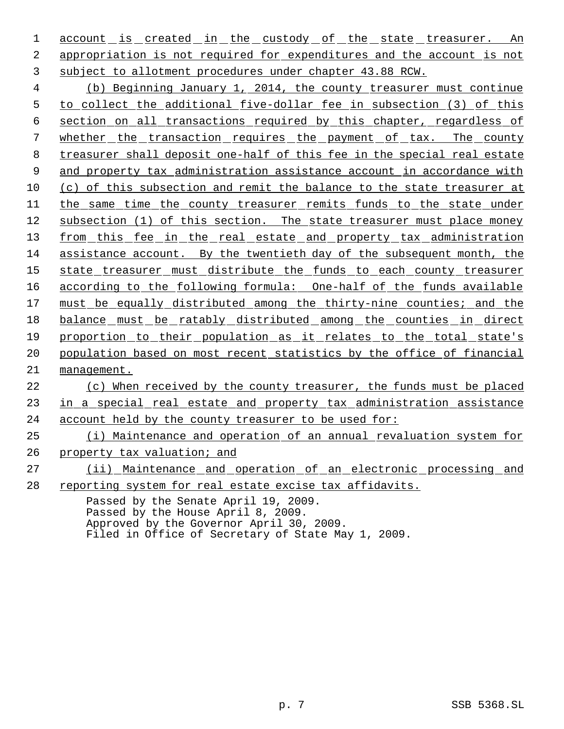account is created in the custody of the state treasurer. An appropriation is not required for expenditures and the account is not subject to allotment procedures under chapter 43.88 RCW.

(b) Beginning January 1, 2014, the county treasurer must continue to collect the additional five-dollar fee in subsection (3) of this section on all transactions required by this chapter, regardless of whether the transaction requires the payment of tax. The county treasurer shall deposit one-half of this fee in the special real estate and property tax administration assistance account in accordance with (c) of this subsection and remit the balance to the state treasurer at the same time the county treasurer remits funds to the state under subsection (1) of this section. The state treasurer must place money from this fee in the real estate and property tax administration assistance account. By the twentieth day of the subsequent month, the state treasurer must distribute the funds to each county treasurer according to the following formula: One-half of the funds available must be equally distributed among the thirty-nine counties; and the balance must be ratably distributed among the counties in direct proportion to their population as it relates to the total state's population based on most recent statistics by the office of financial management.

(c) When received by the county treasurer, the funds must be placed in a special real estate and property tax administration assistance account held by the county treasurer to be used for:

(i) Maintenance and operation of an annual revaluation system for property tax valuation; and

(ii) Maintenance and operation of an electronic processing and reporting system for real estate excise tax affidavits.

Passed by the Senate April 19, 2009.
Passed by the House April 8, 2009.
Approved by the Governor April 30, 2009.
Filed in Office of Secretary of State May 1, 2009.